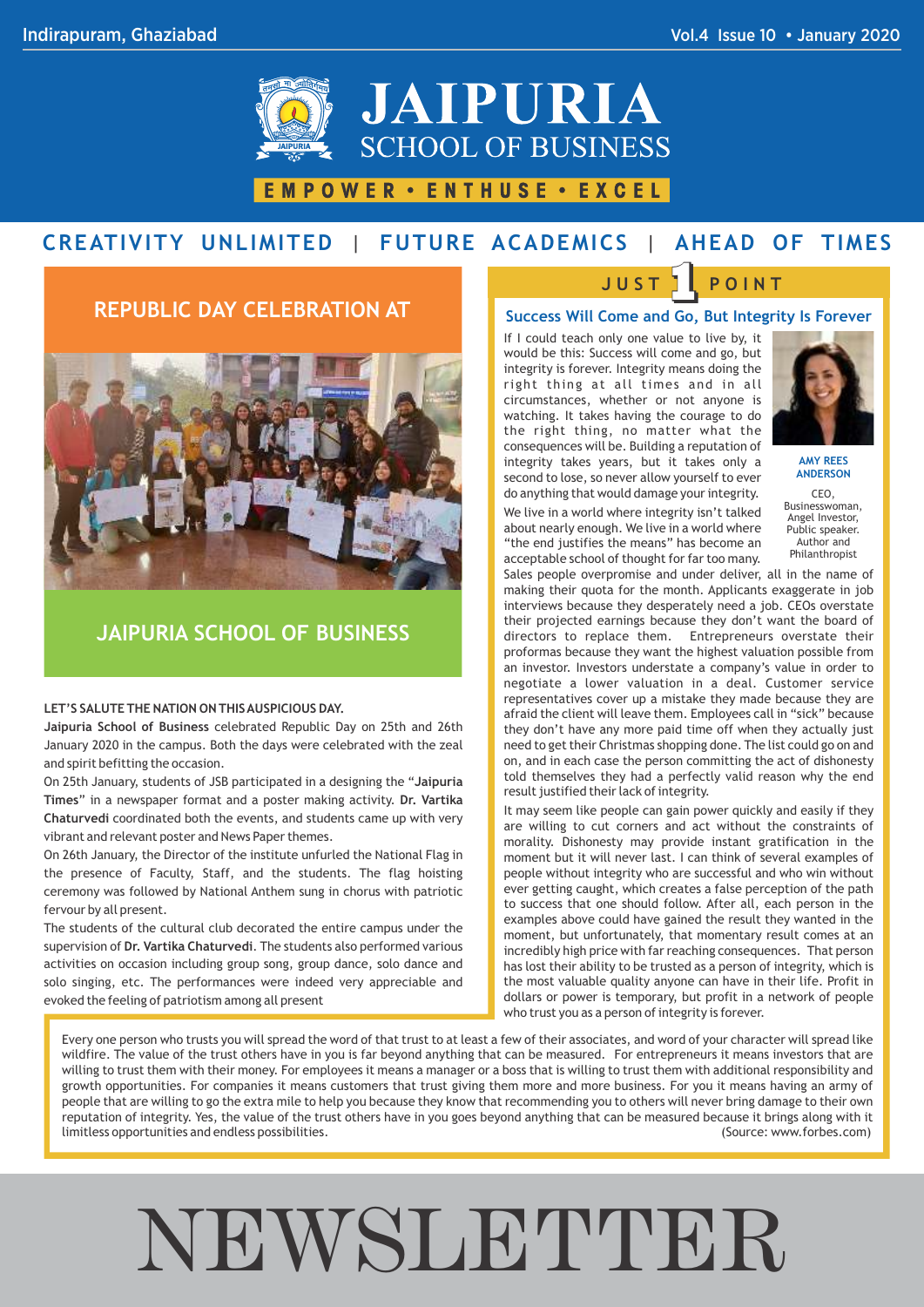# JAIPURIA SCHOOL OF BUSINESS

EMPOWER • ENTHUSE • EXCEL

CREATIVITY UNLIMITED | FUTURE ACADEMICS | AHEAD OF TIMES

## REPUBLIC DAY CELEBRATION AT JAIPURIA SCHOOL OF BUSINESS

**LET'S SALUTE THE NATION ON THIS AUSPICIOUS DAY.**

**Jaipuria School of Business** celebrated Republic Day on 25th and 26th January 2020 in the campus. Both the days were celebrated with the zeal and spirit befitting the occasion.

On 25th January, students of JSB participated in a designing the "**Jaipuria Times**" in a newspaper format and a poster making activity. **Dr. Vartika Chaturvedi** coordinated both the events, and students came up with very vibrant and relevant poster and News Paper themes.

On 26th January, the Director of the institute unfurled the National Flag in the presence of Faculty, Staff, and the students. The flag hoisting ceremony was followed by National Anthem sung in chorus with patriotic fervour by all present.

The students of the cultural club decorated the entire campus under the supervision of **Dr. Vartika Chaturvedi**. The students also performed various activities on occasion including group song, group dance, solo dance and solo singing, etc. The performances were indeed very appreciable and evoked the feeling of patriotism among all present

## JUST 1 POINT

### Success Will Come and Go, But Integrity Is Forever

**AMY REES ANDERSON**

CEO, Businesswoman, Angel Investor, Public speaker. Author and Philanthropist

If I could teach only one value to live by, it would be this: Success will come and go, but integrity is forever. Integrity means doing the right thing at all times and in all circumstances, whether or not anyone is watching. It takes having the courage to do the right thing, no matter what the consequences will be. Building a reputation of integrity takes years, but it takes only a second to lose, so never allow yourself to ever do anything that would damage your integrity.

We live in a world where integrity isn't talked about nearly enough. We live in a world where "the end justifies the means" has become an acceptable school of thought for far too many. Sales people overpromise and under deliver, all in the name of making their quota for the month. Applicants exaggerate in job interviews because they desperately need a job. CEOs overstate their projected earnings because they don't want the board of directors to replace them. Entrepreneurs overstate their proformas because they want the highest valuation possible from an investor. Investors understate a company's value in order to negotiate a lower valuation in a deal. Customer service representatives cover up a mistake they made because they are afraid the client will leave them. Employees call in "sick" because they don't have any more paid time off when they actually just need to get their Christmas shopping done. The list could go on and on, and in each case the person committing the act of dishonesty told themselves they had a perfectly valid reason why the end result justified their lack of integrity.

It may seem like people can gain power quickly and easily if they are willing to cut corners and act without the constraints of morality. Dishonesty may provide instant gratification in the moment but it will never last. I can think of several examples of people without integrity who are successful and who win without ever getting caught, which creates a false perception of the path to success that one should follow. After all, each person in the examples above could have gained the result they wanted in the moment, but unfortunately, that momentary result comes at an incredibly high price with far reaching consequences. That person has lost their ability to be trusted as a person of integrity, which is the most valuable quality anyone can have in their life. Profit in dollars or power is temporary, but profit in a network of people who trust you as a person of integrity is forever.

Every one person who trusts you will spread the word of that trust to at least a few of their associates, and word of your character will spread like wildfire. The value of the trust others have in you is far beyond anything that can be measured. For entrepreneurs it means investors that are willing to trust them with their money. For employees it means a manager or a boss that is willing to trust them with additional responsibility and growth opportunities. For companies it means customers that trust giving them more and more business. For you it means having an army of people that are willing to go the extra mile to help you because they know that recommending you to others will never bring damage to their own reputation of integrity. Yes, the value of the trust others have in you goes beyond anything that can be measured because it brings along with it limitless opportunities and endless possibilities.

(Source: www.forbes.com)

# NEWSLETTER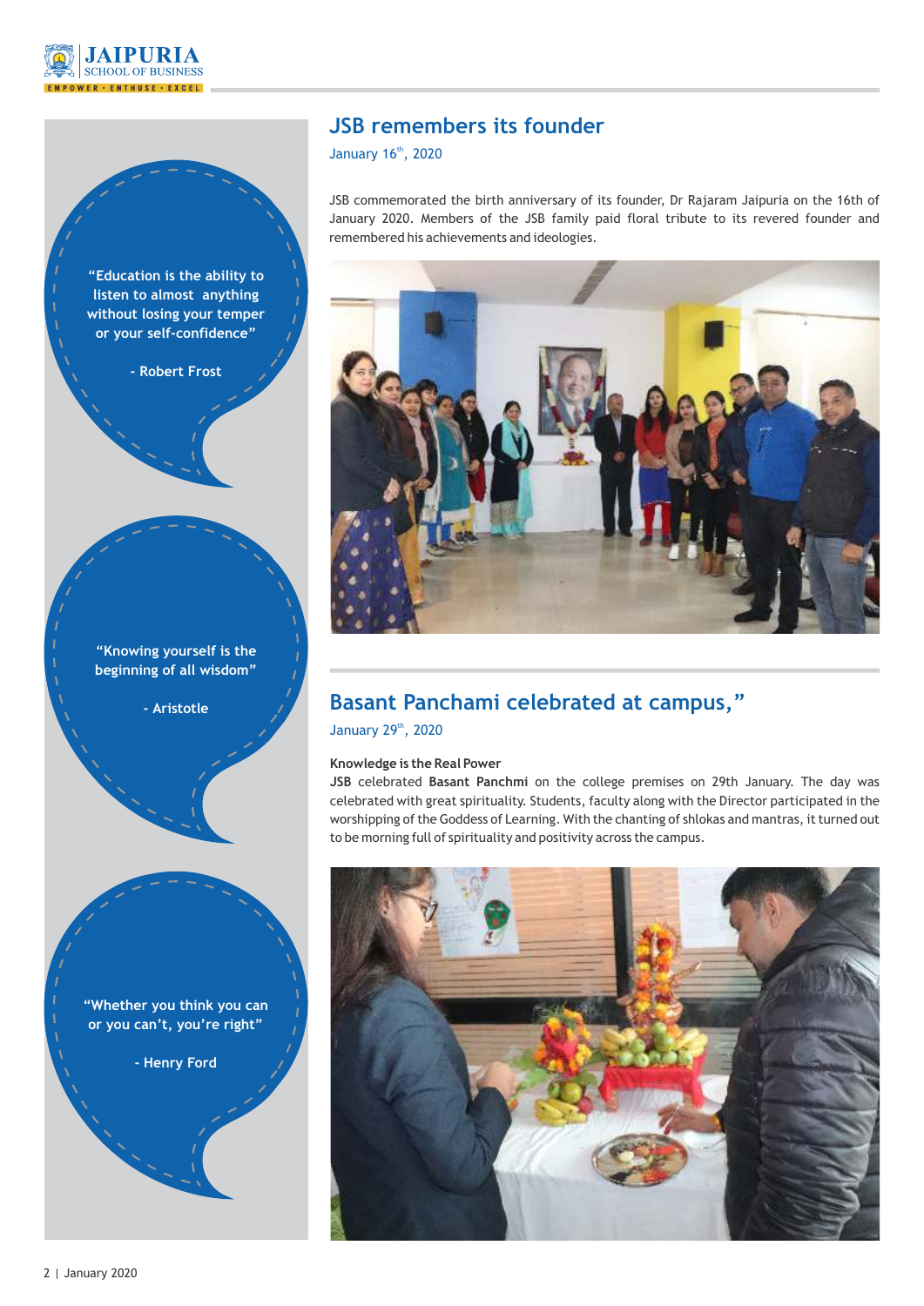> "Education is the ability to listen to almost anything without losing your temper or your self-confidence"
>
> - Robert Frost

> "Knowing yourself is the beginning of all wisdom"
>
> - Aristotle

> "Whether you think you can or you can't, you're right"
>
> - Henry Ford

## JSB remembers its founder

January 16th, 2020

JSB commemorated the birth anniversary of its founder, Dr Rajaram Jaipuria on the 16th of January 2020. Members of the JSB family paid floral tribute to its revered founder and remembered his achievements and ideologies.

## Basant Panchami celebrated at campus,"

January 29th, 2020

**Knowledge is the Real Power**

**JSB** celebrated **Basant Panchmi** on the college premises on 29th January. The day was celebrated with great spirituality. Students, faculty along with the Director participated in the worshipping of the Goddess of Learning. With the chanting of shlokas and mantras, it turned out to be morning full of spirituality and positivity across the campus.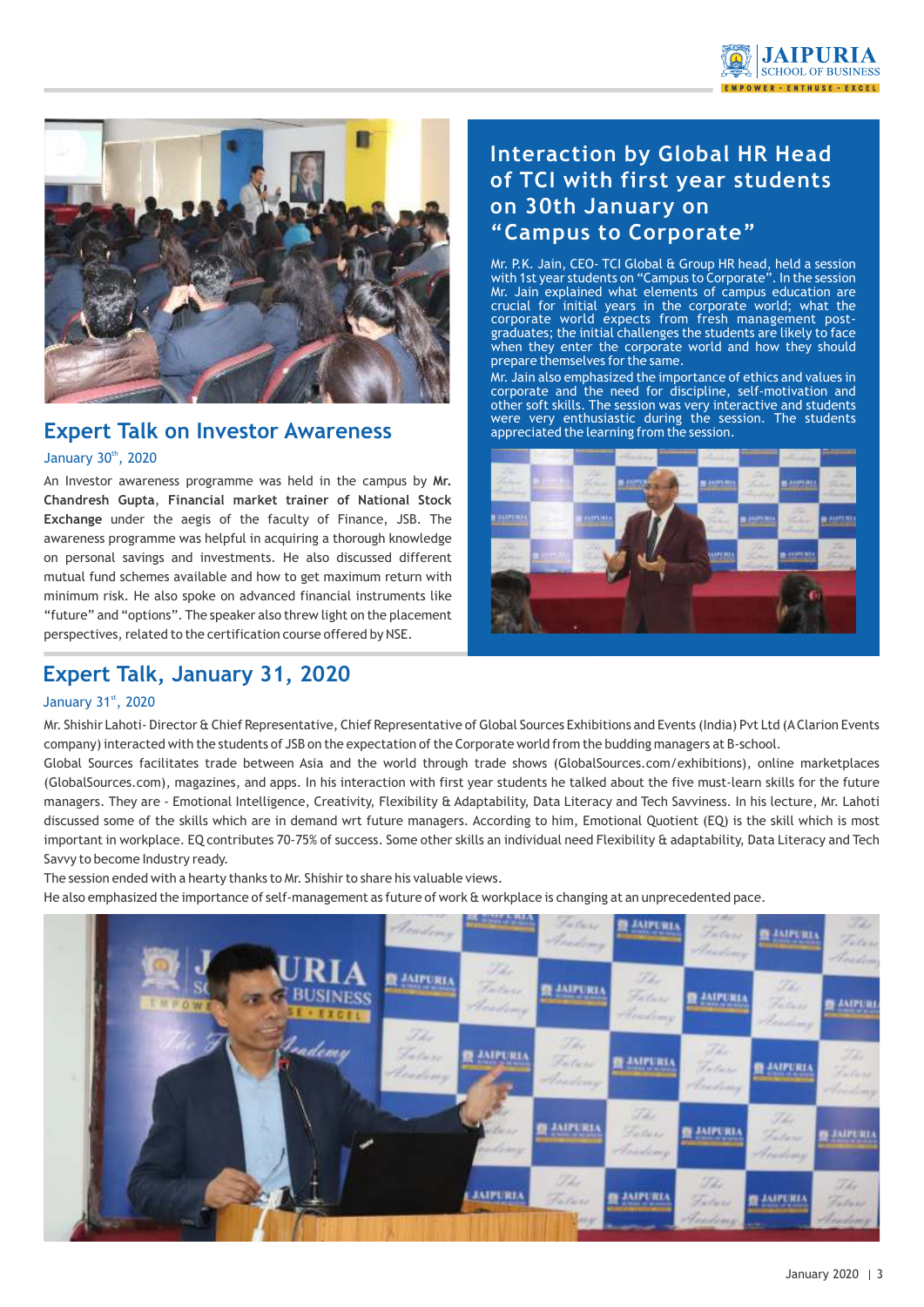## Expert Talk on Investor Awareness

January 30th, 2020

An Investor awareness programme was held in the campus by **Mr. Chandresh Gupta**, **Financial market trainer of National Stock Exchange** under the aegis of the faculty of Finance, JSB. The awareness programme was helpful in acquiring a thorough knowledge on personal savings and investments. He also discussed different mutual fund schemes available and how to get maximum return with minimum risk. He also spoke on advanced financial instruments like "future" and "options". The speaker also threw light on the placement perspectives, related to the certification course offered by NSE.

## Interaction by Global HR Head of TCI with first year students on 30th January on "Campus to Corporate"

Mr. P.K. Jain, CEO- TCI Global & Group HR head, held a session with 1st year students on "Campus to Corporate". In the session Mr. Jain explained what elements of campus education are crucial for initial years in the corporate world; what the corporate world expects from fresh management post-graduates; the initial challenges the students are likely to face when they enter the corporate world and how they should prepare themselves for the same.

Mr. Jain also emphasized the importance of ethics and values in corporate and the need for discipline, self-motivation and other soft skills. The session was very interactive and students were very enthusiastic during the session. The students appreciated the learning from the session.

## Expert Talk, January 31, 2020

January 31st, 2020

Mr. Shishir Lahoti- Director & Chief Representative, Chief Representative of Global Sources Exhibitions and Events (India) Pvt Ltd (A Clarion Events company) interacted with the students of JSB on the expectation of the Corporate world from the budding managers at B-school.

Global Sources facilitates trade between Asia and the world through trade shows (GlobalSources.com/exhibitions), online marketplaces (GlobalSources.com), magazines, and apps. In his interaction with first year students he talked about the five must-learn skills for the future managers. They are - Emotional Intelligence, Creativity, Flexibility & Adaptability, Data Literacy and Tech Savviness. In his lecture, Mr. Lahoti discussed some of the skills which are in demand wrt future managers. According to him, Emotional Quotient (EQ) is the skill which is most important in workplace. EQ contributes 70-75% of success. Some other skills an individual need Flexibility & adaptability, Data Literacy and Tech Savvy to become Industry ready.

The session ended with a hearty thanks to Mr. Shishir to share his valuable views.

He also emphasized the importance of self-management as future of work & workplace is changing at an unprecedented pace.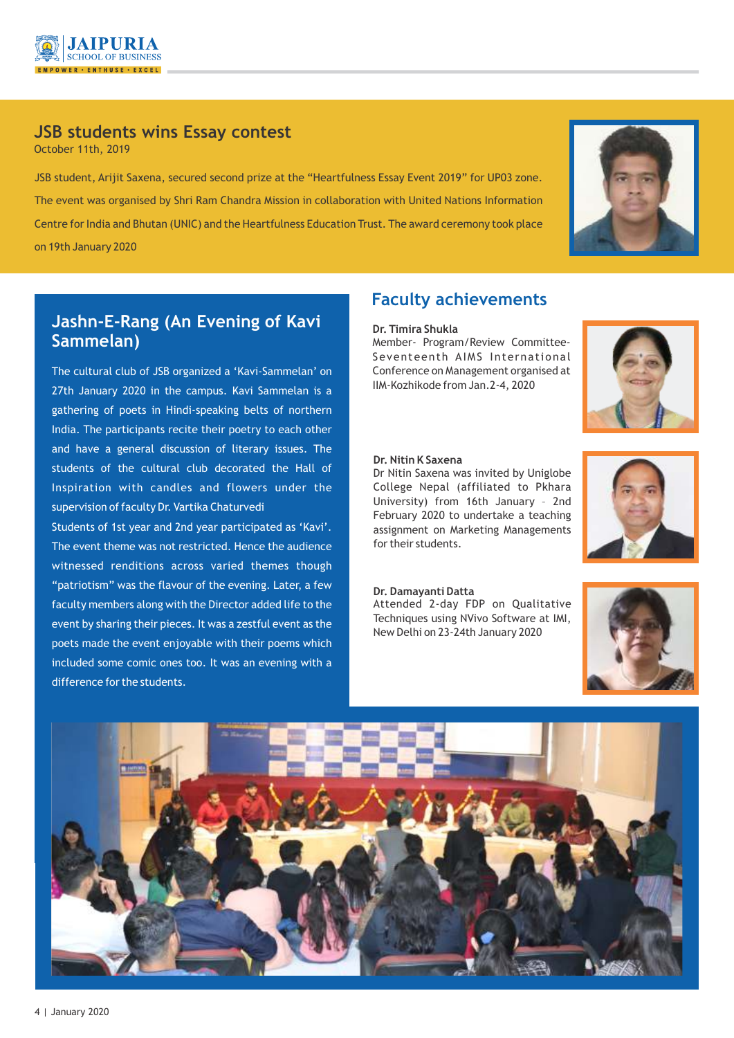## JSB students wins Essay contest

October 11th, 2019

JSB student, Arijit Saxena, secured second prize at the "Heartfulness Essay Event 2019" for UP03 zone. The event was organised by Shri Ram Chandra Mission in collaboration with United Nations Information Centre for India and Bhutan (UNIC) and the Heartfulness Education Trust. The award ceremony took place on 19th January 2020

## Jashn-E-Rang (An Evening of Kavi Sammelan)

The cultural club of JSB organized a 'Kavi-Sammelan' on 27th January 2020 in the campus. Kavi Sammelan is a gathering of poets in Hindi-speaking belts of northern India. The participants recite their poetry to each other and have a general discussion of literary issues. The students of the cultural club decorated the Hall of Inspiration with candles and flowers under the supervision of faculty Dr. Vartika Chaturvedi

Students of 1st year and 2nd year participated as 'Kavi'. The event theme was not restricted. Hence the audience witnessed renditions across varied themes though "patriotism" was the flavour of the evening. Later, a few faculty members along with the Director added life to the event by sharing their pieces. It was a zestful event as the poets made the event enjoyable with their poems which included some comic ones too. It was an evening with a difference for the students.

## Faculty achievements

**Dr. Timira Shukla**
Member- Program/Review Committee-Seventeenth AIMS International Conference on Management organised at IIM-Kozhikode from Jan.2-4, 2020

**Dr. Nitin K Saxena**
Dr Nitin Saxena was invited by Uniglobe College Nepal (affiliated to Pkhara University) from 16th January – 2nd February 2020 to undertake a teaching assignment on Marketing Managements for their students.

**Dr. Damayanti Datta**
Attended 2-day FDP on Qualitative Techniques using NVivo Software at IMI, New Delhi on 23-24th January 2020